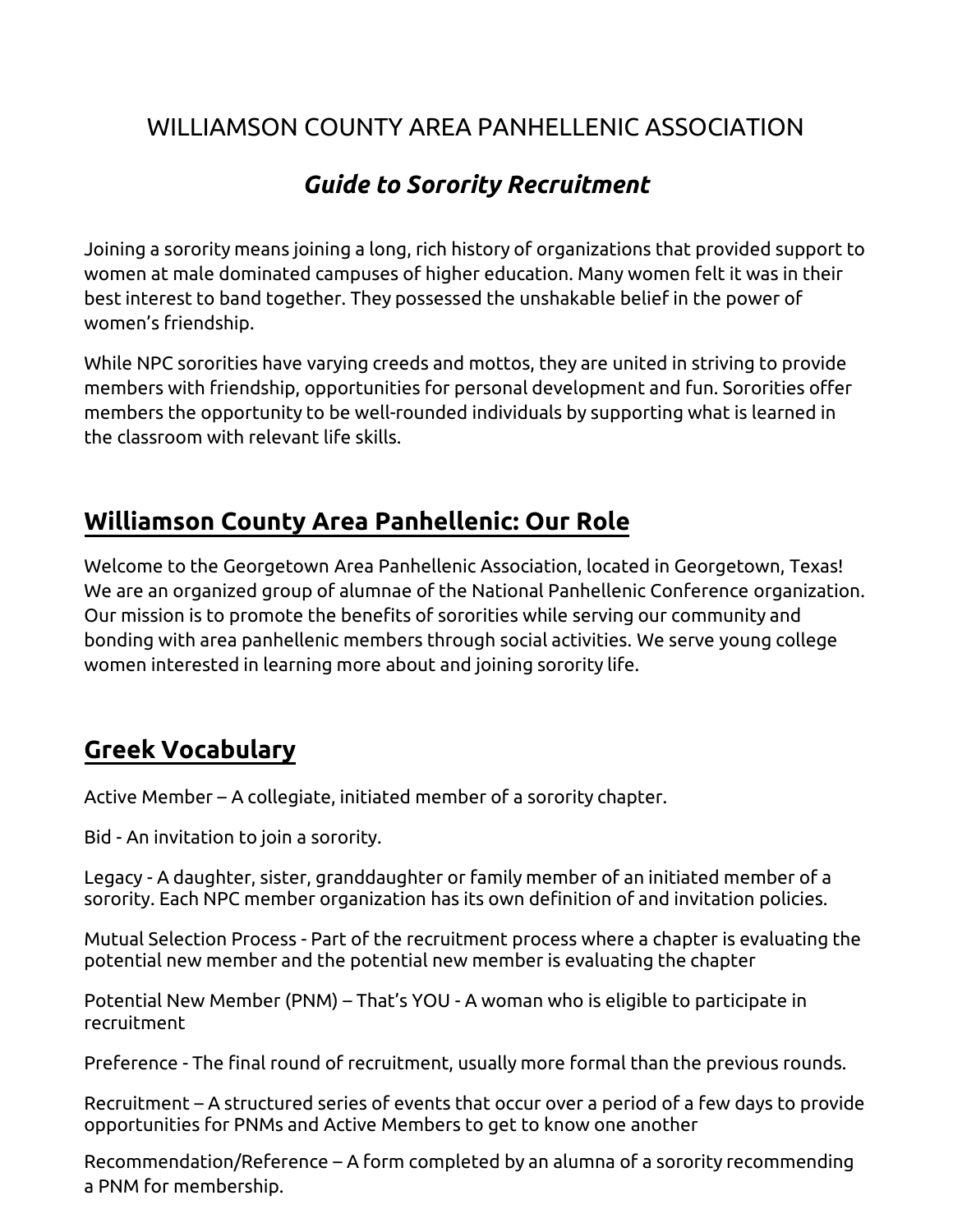# WILLIAMSON COUNTY AREA PANHELLENIC ASSOCIATION

## *Guide to Sorority Recruitment*

Joining a sorority means joining a long, rich history of organizations that provided support to women at male dominated campuses of higher education. Many women felt it was in their best interest to band together. They possessed the unshakable belief in the power of women's friendship.

While NPC sororities have varying creeds and mottos, they are united in striving to provide members with friendship, opportunities for personal development and fun. Sororities offer members the opportunity to be well-rounded individuals by supporting what is learned in the classroom with relevant life skills.

## Williamson County Area Panhellenic: Our Role

Welcome to the Georgetown Area Panhellenic Association, located in Georgetown, Texas! We are an organized group of alumnae of the National Panhellenic Conference organization. Our mission is to promote the benefits of sororities while serving our community and bonding with area panhellenic members through social activities. We serve young college women interested in learning more about and joining sorority life.

## Greek Vocabulary

Active Member – A collegiate, initiated member of a sorority chapter.

Bid - An invitation to join a sorority.

Legacy - A daughter, sister, granddaughter or family member of an initiated member of a sorority. Each NPC member organization has its own definition of and invitation policies.

Mutual Selection Process - Part of the recruitment process where a chapter is evaluating the potential new member and the potential new member is evaluating the chapter

Potential New Member (PNM) – That's YOU - A woman who is eligible to participate in recruitment

Preference - The final round of recruitment, usually more formal than the previous rounds.

Recruitment – A structured series of events that occur over a period of a few days to provide opportunities for PNMs and Active Members to get to know one another

Recommendation/Reference – A form completed by an alumna of a sorority recommending a PNM for membership.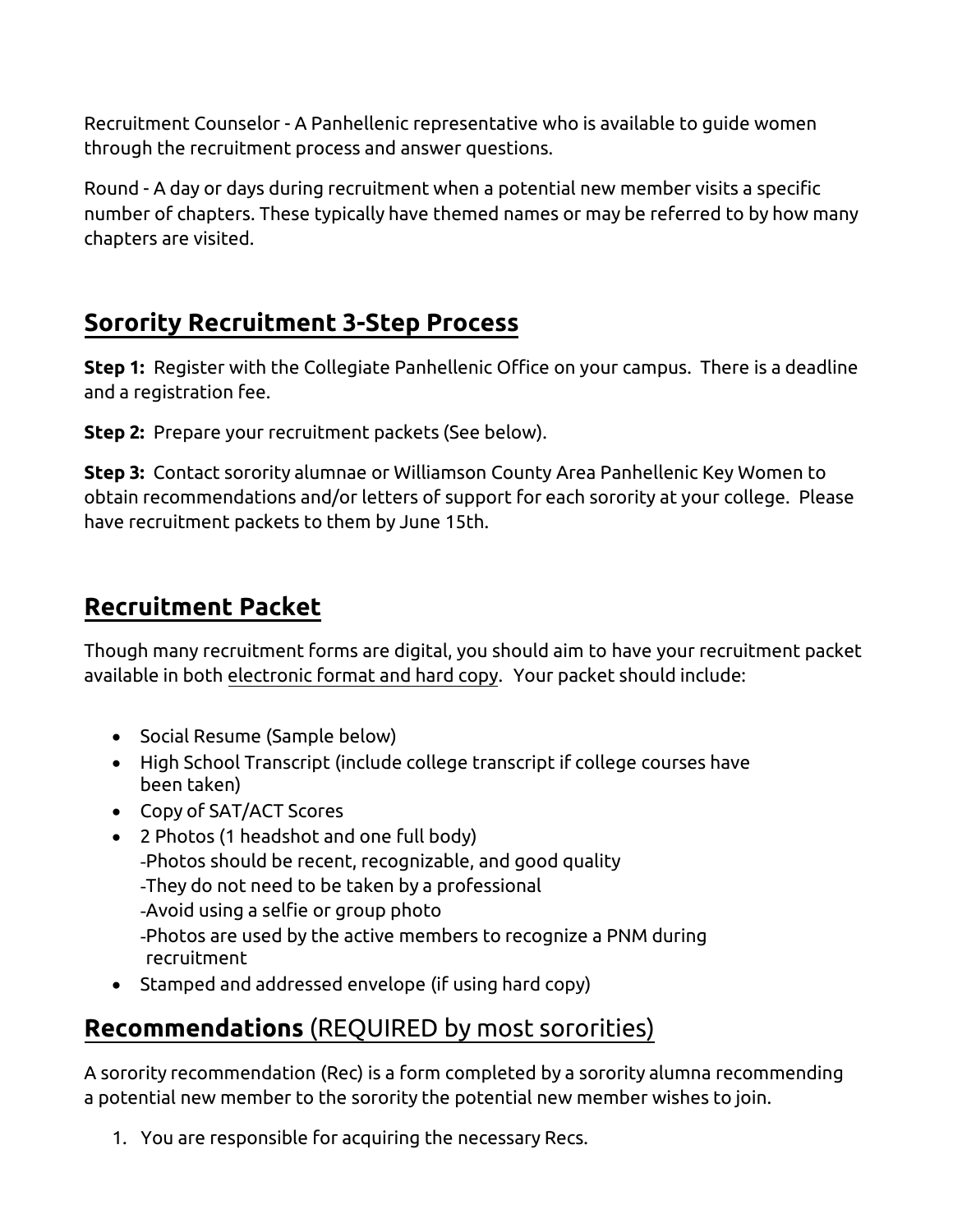Recruitment Counselor - A Panhellenic representative who is available to guide women through the recruitment process and answer questions.

Round - A day or days during recruitment when a potential new member visits a specific number of chapters. These typically have themed names or may be referred to by how many chapters are visited.

## Sorority Recruitment 3-Step Process

**Step 1:** Register with the Collegiate Panhellenic Office on your campus. There is a deadline and a registration fee.

**Step 2:** Prepare your recruitment packets (See below).

**Step 3:** Contact sorority alumnae or Williamson County Area Panhellenic Key Women to obtain recommendations and/or letters of support for each sorority at your college. Please have recruitment packets to them by June 15th.

## Recruitment Packet

Though many recruitment forms are digital, you should aim to have your recruitment packet available in both electronic format and hard copy. Your packet should include:

- Social Resume (Sample below)
- High School Transcript (include college transcript if college courses have been taken)
- Copy of SAT/ACT Scores
- 2 Photos (1 headshot and one full body)
  -Photos should be recent, recognizable, and good quality
  -They do not need to be taken by a professional
  -Avoid using a selfie or group photo
  -Photos are used by the active members to recognize a PNM during recruitment
- Stamped and addressed envelope (if using hard copy)

## **Recommendations** (REQUIRED by most sororities)

A sorority recommendation (Rec) is a form completed by a sorority alumna recommending a potential new member to the sorority the potential new member wishes to join.

1. You are responsible for acquiring the necessary Recs.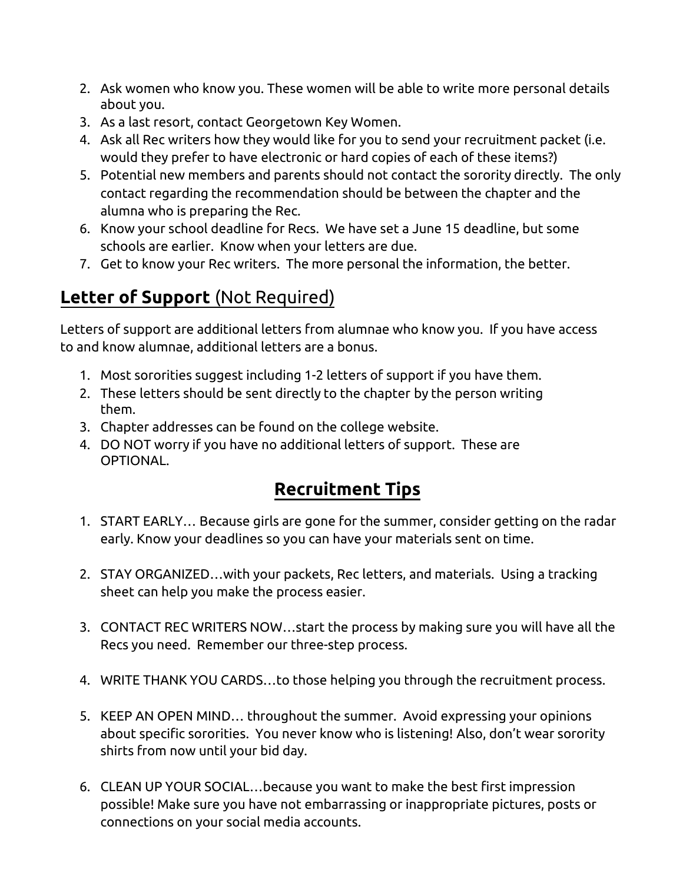2. Ask women who know you. These women will be able to write more personal details about you.
3. As a last resort, contact Georgetown Key Women.
4. Ask all Rec writers how they would like for you to send your recruitment packet (i.e. would they prefer to have electronic or hard copies of each of these items?)
5. Potential new members and parents should not contact the sorority directly. The only contact regarding the recommendation should be between the chapter and the alumna who is preparing the Rec.
6. Know your school deadline for Recs. We have set a June 15 deadline, but some schools are earlier. Know when your letters are due.
7. Get to know your Rec writers. The more personal the information, the better.

## **Letter of Support** (Not Required)

Letters of support are additional letters from alumnae who know you. If you have access to and know alumnae, additional letters are a bonus.

1. Most sororities suggest including 1-2 letters of support if you have them.
2. These letters should be sent directly to the chapter by the person writing them.
3. Chapter addresses can be found on the college website.
4. DO NOT worry if you have no additional letters of support. These are OPTIONAL.

## **Recruitment Tips**

1. START EARLY… Because girls are gone for the summer, consider getting on the radar early. Know your deadlines so you can have your materials sent on time.

2. STAY ORGANIZED…with your packets, Rec letters, and materials. Using a tracking sheet can help you make the process easier.

3. CONTACT REC WRITERS NOW…start the process by making sure you will have all the Recs you need. Remember our three-step process.

4. WRITE THANK YOU CARDS…to those helping you through the recruitment process.

5. KEEP AN OPEN MIND… throughout the summer. Avoid expressing your opinions about specific sororities. You never know who is listening! Also, don't wear sorority shirts from now until your bid day.

6. CLEAN UP YOUR SOCIAL…because you want to make the best first impression possible! Make sure you have not embarrassing or inappropriate pictures, posts or connections on your social media accounts.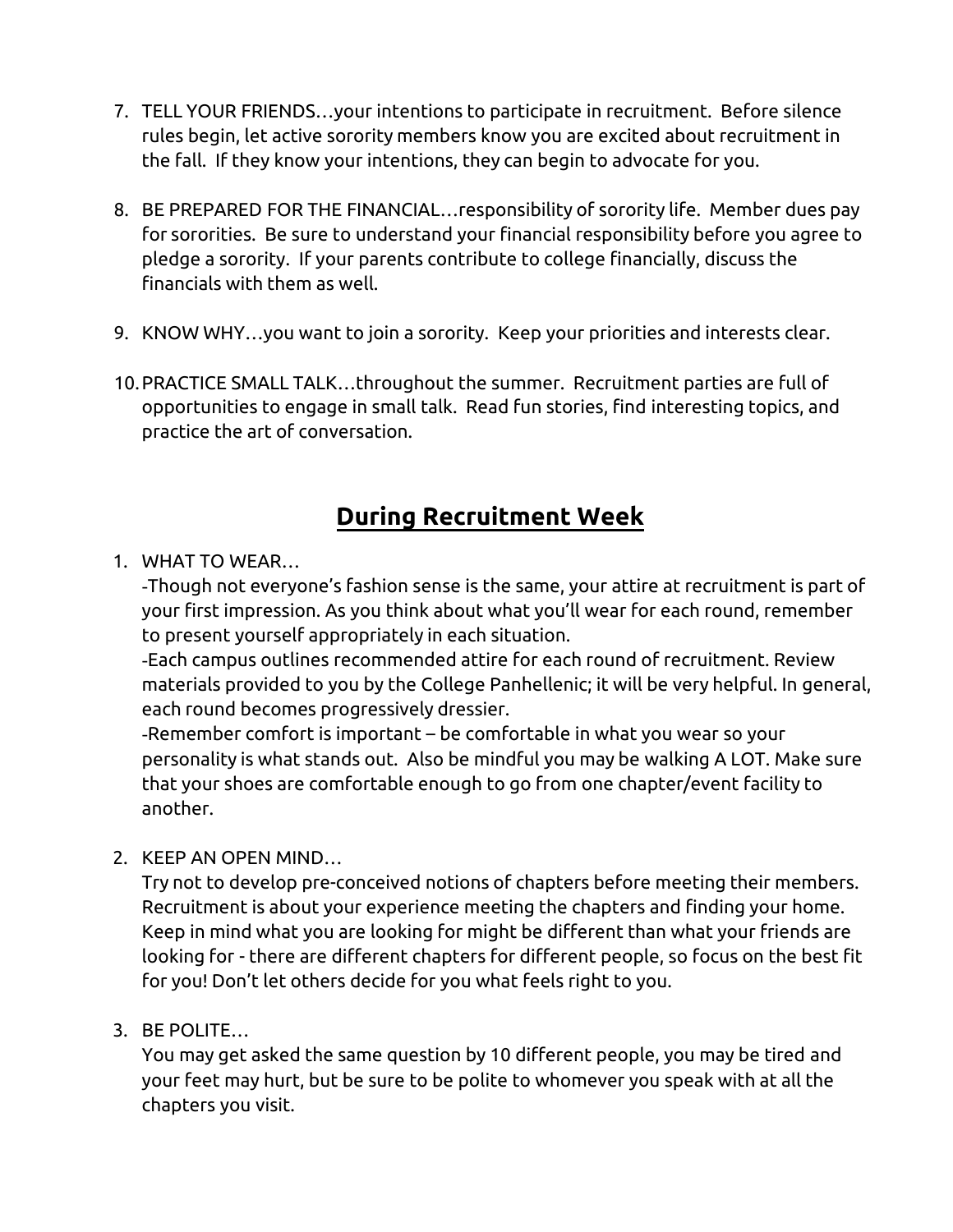7. TELL YOUR FRIENDS…your intentions to participate in recruitment. Before silence rules begin, let active sorority members know you are excited about recruitment in the fall. If they know your intentions, they can begin to advocate for you.

8. BE PREPARED FOR THE FINANCIAL…responsibility of sorority life. Member dues pay for sororities. Be sure to understand your financial responsibility before you agree to pledge a sorority. If your parents contribute to college financially, discuss the financials with them as well.

9. KNOW WHY…you want to join a sorority. Keep your priorities and interests clear.

10. PRACTICE SMALL TALK…throughout the summer. Recruitment parties are full of opportunities to engage in small talk. Read fun stories, find interesting topics, and practice the art of conversation.

## **<u>During Recruitment Week</u>**

1. WHAT TO WEAR…
   -Though not everyone's fashion sense is the same, your attire at recruitment is part of your first impression. As you think about what you'll wear for each round, remember to present yourself appropriately in each situation.
   -Each campus outlines recommended attire for each round of recruitment. Review materials provided to you by the College Panhellenic; it will be very helpful. In general, each round becomes progressively dressier.
   -Remember comfort is important – be comfortable in what you wear so your personality is what stands out. Also be mindful you may be walking A LOT. Make sure that your shoes are comfortable enough to go from one chapter/event facility to another.

2. KEEP AN OPEN MIND…
   Try not to develop pre-conceived notions of chapters before meeting their members. Recruitment is about your experience meeting the chapters and finding your home. Keep in mind what you are looking for might be different than what your friends are looking for - there are different chapters for different people, so focus on the best fit for you! Don't let others decide for you what feels right to you.

3. BE POLITE…
   You may get asked the same question by 10 different people, you may be tired and your feet may hurt, but be sure to be polite to whomever you speak with at all the chapters you visit.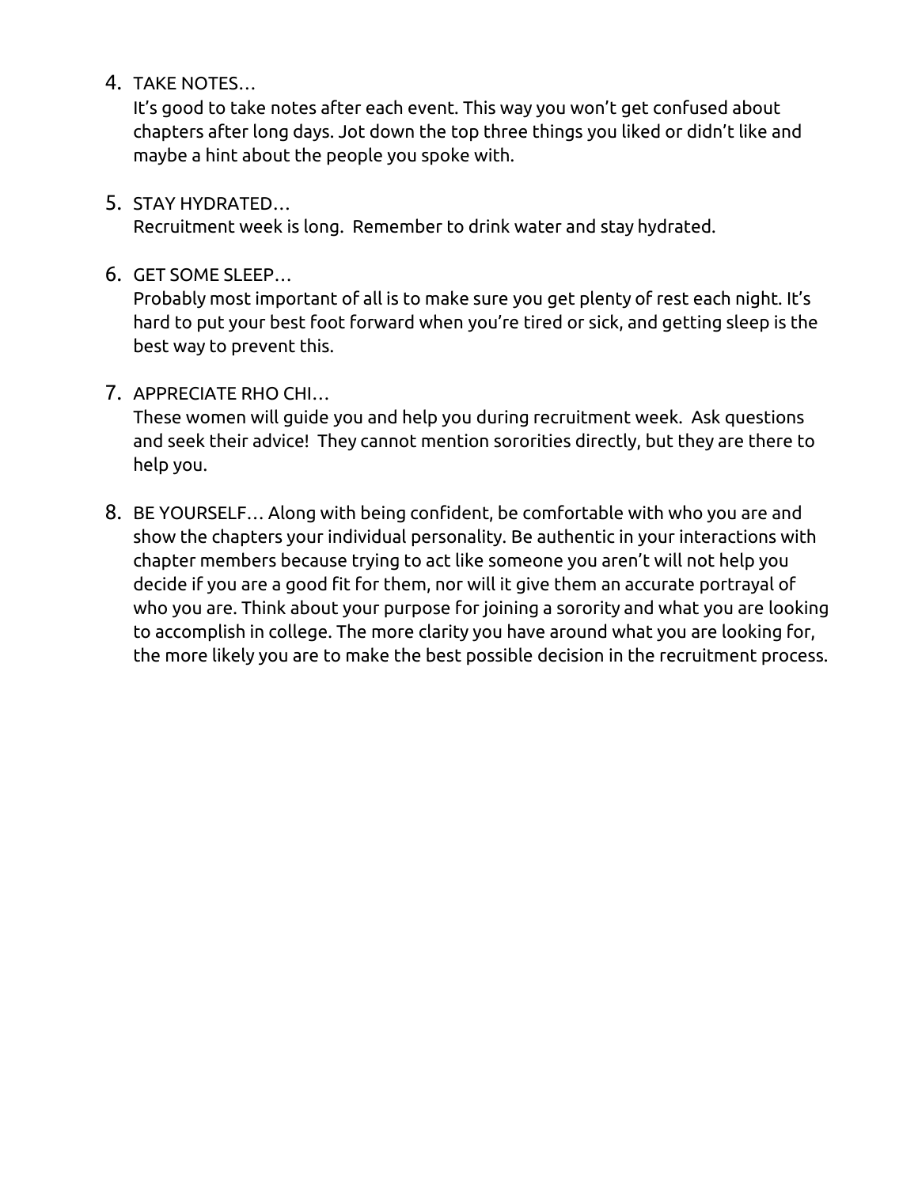4. TAKE NOTES…
   It's good to take notes after each event. This way you won't get confused about chapters after long days. Jot down the top three things you liked or didn't like and maybe a hint about the people you spoke with.

5. STAY HYDRATED…
   Recruitment week is long. Remember to drink water and stay hydrated.

6. GET SOME SLEEP…
   Probably most important of all is to make sure you get plenty of rest each night. It's hard to put your best foot forward when you're tired or sick, and getting sleep is the best way to prevent this.

7. APPRECIATE RHO CHI…
   These women will guide you and help you during recruitment week. Ask questions and seek their advice! They cannot mention sororities directly, but they are there to help you.

8. BE YOURSELF… Along with being confident, be comfortable with who you are and show the chapters your individual personality. Be authentic in your interactions with chapter members because trying to act like someone you aren't will not help you decide if you are a good fit for them, nor will it give them an accurate portrayal of who you are. Think about your purpose for joining a sorority and what you are looking to accomplish in college. The more clarity you have around what you are looking for, the more likely you are to make the best possible decision in the recruitment process.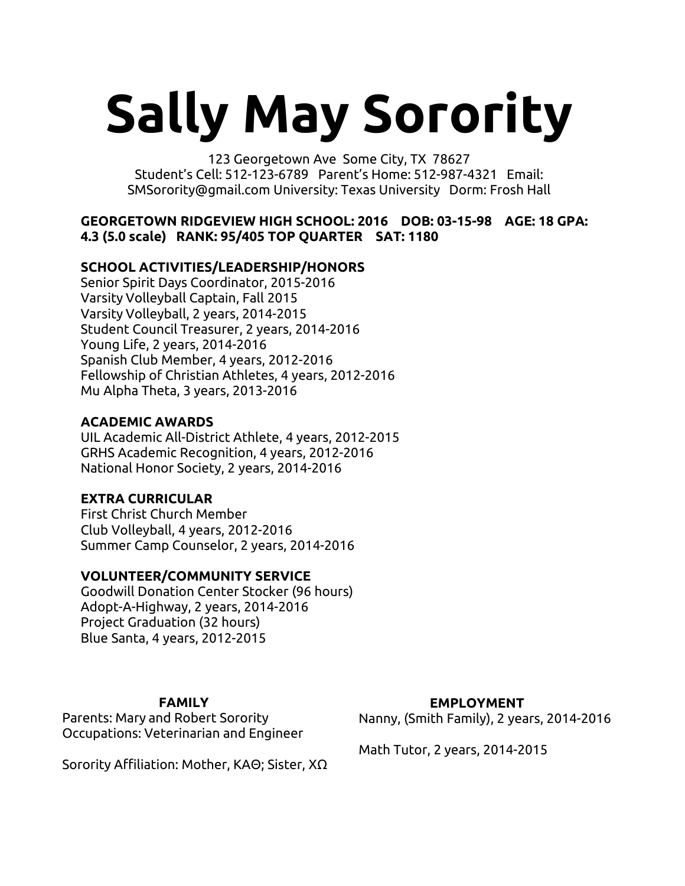# Sally May Sorority

123 Georgetown Ave Some City, TX 78627
Student's Cell: 512-123-6789 Parent's Home: 512-987-4321 Email: SMSorority@gmail.com University: Texas University Dorm: Frosh Hall

**GEORGETOWN RIDGEVIEW HIGH SCHOOL: 2016 DOB: 03-15-98 AGE: 18 GPA: 4.3 (5.0 scale) RANK: 95/405 TOP QUARTER SAT: 1180**

**SCHOOL ACTIVITIES/LEADERSHIP/HONORS**
Senior Spirit Days Coordinator, 2015-2016
Varsity Volleyball Captain, Fall 2015
Varsity Volleyball, 2 years, 2014-2015
Student Council Treasurer, 2 years, 2014-2016
Young Life, 2 years, 2014-2016
Spanish Club Member, 4 years, 2012-2016
Fellowship of Christian Athletes, 4 years, 2012-2016
Mu Alpha Theta, 3 years, 2013-2016

**ACADEMIC AWARDS**
UIL Academic All-District Athlete, 4 years, 2012-2015
GRHS Academic Recognition, 4 years, 2012-2016
National Honor Society, 2 years, 2014-2016

**EXTRA CURRICULAR**
First Christ Church Member
Club Volleyball, 4 years, 2012-2016
Summer Camp Counselor, 2 years, 2014-2016

**VOLUNTEER/COMMUNITY SERVICE**
Goodwill Donation Center Stocker (96 hours)
Adopt-A-Highway, 2 years, 2014-2016
Project Graduation (32 hours)
Blue Santa, 4 years, 2012-2015

**FAMILY**
Parents: Mary and Robert Sorority
Occupations: Veterinarian and Engineer

Sorority Affiliation: Mother, ΚΑΘ; Sister, ΧΩ

**EMPLOYMENT**
Nanny, (Smith Family), 2 years, 2014-2016

Math Tutor, 2 years, 2014-2015